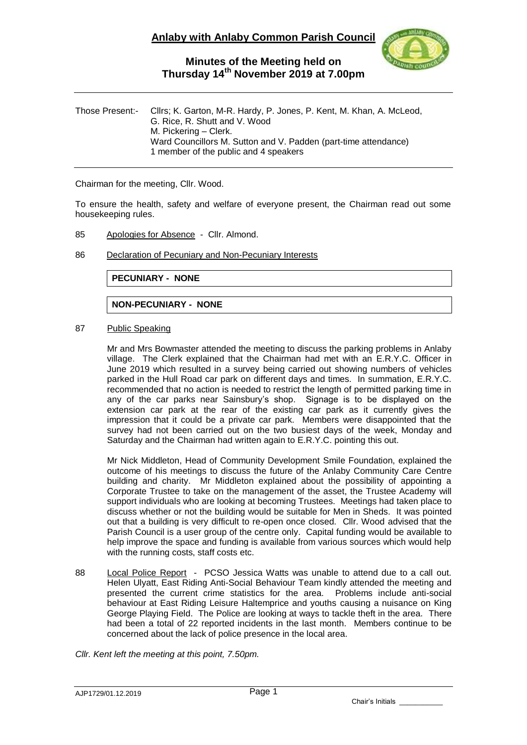# Anlaby with Anlaby Common Parish Council

## Minutes of the Meeting held on Thursday 14th November 2019 at 7.00pm

Those Present:- Cllrs; K. Garton, M-R. Hardy, P. Jones, P. Kent, M. Khan, A. McLeod, G. Rice, R. Shutt and V. Wood
M. Pickering – Clerk.
Ward Councillors M. Sutton and V. Padden (part-time attendance)
1 member of the public and 4 speakers

Chairman for the meeting, Cllr. Wood.

To ensure the health, safety and welfare of everyone present, the Chairman read out some housekeeping rules.

85 Apologies for Absence - Cllr. Almond.

86 Declaration of Pecuniary and Non-Pecuniary Interests

**PECUNIARY - NONE**

**NON-PECUNIARY - NONE**

87 Public Speaking

Mr and Mrs Bowmaster attended the meeting to discuss the parking problems in Anlaby village. The Clerk explained that the Chairman had met with an E.R.Y.C. Officer in June 2019 which resulted in a survey being carried out showing numbers of vehicles parked in the Hull Road car park on different days and times. In summation, E.R.Y.C. recommended that no action is needed to restrict the length of permitted parking time in any of the car parks near Sainsbury's shop. Signage is to be displayed on the extension car park at the rear of the existing car park as it currently gives the impression that it could be a private car park. Members were disappointed that the survey had not been carried out on the two busiest days of the week, Monday and Saturday and the Chairman had written again to E.R.Y.C. pointing this out.

Mr Nick Middleton, Head of Community Development Smile Foundation, explained the outcome of his meetings to discuss the future of the Anlaby Community Care Centre building and charity. Mr Middleton explained about the possibility of appointing a Corporate Trustee to take on the management of the asset, the Trustee Academy will support individuals who are looking at becoming Trustees. Meetings had taken place to discuss whether or not the building would be suitable for Men in Sheds. It was pointed out that a building is very difficult to re-open once closed. Cllr. Wood advised that the Parish Council is a user group of the centre only. Capital funding would be available to help improve the space and funding is available from various sources which would help with the running costs, staff costs etc.

88 Local Police Report - PCSO Jessica Watts was unable to attend due to a call out. Helen Ulyatt, East Riding Anti-Social Behaviour Team kindly attended the meeting and presented the current crime statistics for the area. Problems include anti-social behaviour at East Riding Leisure Haltemprice and youths causing a nuisance on King George Playing Field. The Police are looking at ways to tackle theft in the area. There had been a total of 22 reported incidents in the last month. Members continue to be concerned about the lack of police presence in the local area.

*Cllr. Kent left the meeting at this point, 7.50pm.*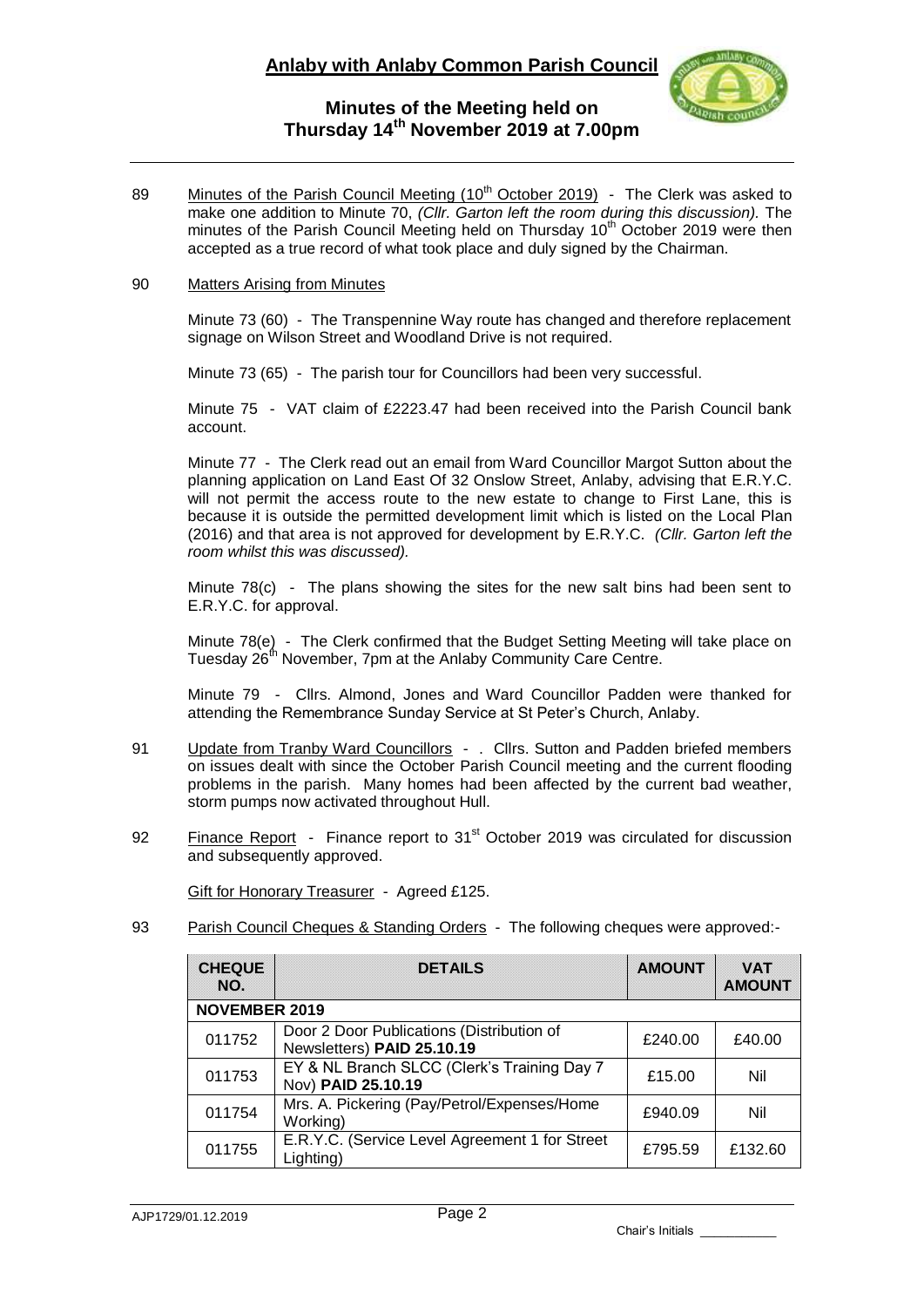# Anlaby with Anlaby Common Parish Council

## Minutes of the Meeting held on Thursday 14th November 2019 at 7.00pm

89 Minutes of the Parish Council Meeting (10th October 2019) - The Clerk was asked to make one addition to Minute 70, *(Cllr. Garton left the room during this discussion).* The minutes of the Parish Council Meeting held on Thursday 10th October 2019 were then accepted as a true record of what took place and duly signed by the Chairman.

90 Matters Arising from Minutes

Minute 73 (60) - The Transpennine Way route has changed and therefore replacement signage on Wilson Street and Woodland Drive is not required.

Minute 73 (65) - The parish tour for Councillors had been very successful.

Minute 75 - VAT claim of £2223.47 had been received into the Parish Council bank account.

Minute 77 - The Clerk read out an email from Ward Councillor Margot Sutton about the planning application on Land East Of 32 Onslow Street, Anlaby, advising that E.R.Y.C. will not permit the access route to the new estate to change to First Lane, this is because it is outside the permitted development limit which is listed on the Local Plan (2016) and that area is not approved for development by E.R.Y.C. *(Cllr. Garton left the room whilst this was discussed).*

Minute 78(c) - The plans showing the sites for the new salt bins had been sent to E.R.Y.C. for approval.

Minute 78(e) - The Clerk confirmed that the Budget Setting Meeting will take place on Tuesday 26th November, 7pm at the Anlaby Community Care Centre.

Minute 79 - Cllrs. Almond, Jones and Ward Councillor Padden were thanked for attending the Remembrance Sunday Service at St Peter's Church, Anlaby.

91 Update from Tranby Ward Councillors - . Cllrs. Sutton and Padden briefed members on issues dealt with since the October Parish Council meeting and the current flooding problems in the parish. Many homes had been affected by the current bad weather, storm pumps now activated throughout Hull.

92 Finance Report - Finance report to 31st October 2019 was circulated for discussion and subsequently approved.

Gift for Honorary Treasurer - Agreed £125.

93 Parish Council Cheques & Standing Orders - The following cheques were approved:-

| CHEQUE NO. | DETAILS | AMOUNT | VAT AMOUNT |
|---|---|---|---|
| **NOVEMBER 2019** | | | |
| 011752 | Door 2 Door Publications (Distribution of Newsletters) **PAID 25.10.19** | £240.00 | £40.00 |
| 011753 | EY & NL Branch SLCC (Clerk's Training Day 7 Nov) **PAID 25.10.19** | £15.00 | Nil |
| 011754 | Mrs. A. Pickering (Pay/Petrol/Expenses/Home Working) | £940.09 | Nil |
| 011755 | E.R.Y.C. (Service Level Agreement 1 for Street Lighting) | £795.59 | £132.60 |

AJP1729/01.12.2019

Chair's Initials ___________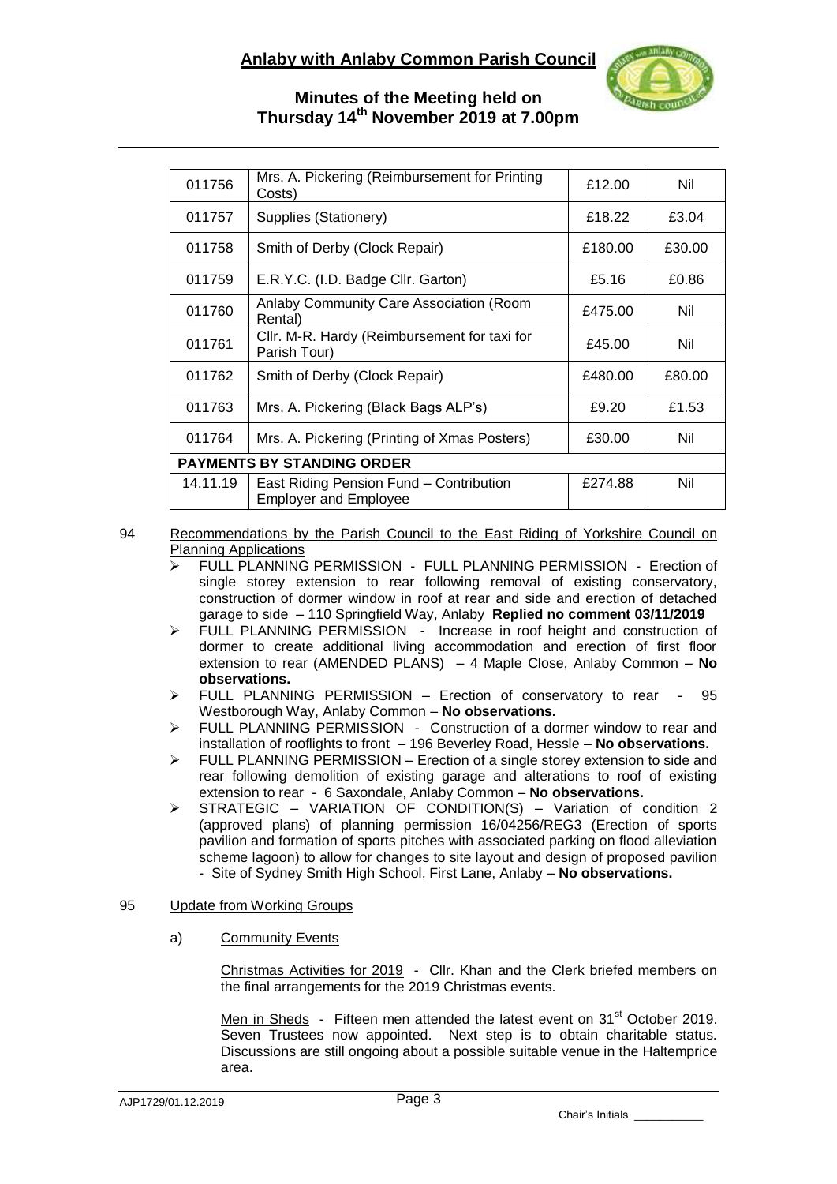| 011756 | Mrs. A. Pickering (Reimbursement for Printing Costs) | £12.00 | Nil |
|---|---|---|---|
| 011757 | Supplies (Stationery) | £18.22 | £3.04 |
| 011758 | Smith of Derby (Clock Repair) | £180.00 | £30.00 |
| 011759 | E.R.Y.C. (I.D. Badge Cllr. Garton) | £5.16 | £0.86 |
| 011760 | Anlaby Community Care Association (Room Rental) | £475.00 | Nil |
| 011761 | Cllr. M-R. Hardy (Reimbursement for taxi for Parish Tour) | £45.00 | Nil |
| 011762 | Smith of Derby (Clock Repair) | £480.00 | £80.00 |
| 011763 | Mrs. A. Pickering (Black Bags ALP's) | £9.20 | £1.53 |
| 011764 | Mrs. A. Pickering (Printing of Xmas Posters) | £30.00 | Nil |
| **PAYMENTS BY STANDING ORDER** | | | |
| 14.11.19 | East Riding Pension Fund – Contribution Employer and Employee | £274.88 | Nil |

94 Recommendations by the Parish Council to the East Riding of Yorkshire Council on Planning Applications

- FULL PLANNING PERMISSION - FULL PLANNING PERMISSION - Erection of single storey extension to rear following removal of existing conservatory, construction of dormer window in roof at rear and side and erection of detached garage to side – 110 Springfield Way, Anlaby **Replied no comment 03/11/2019**
- FULL PLANNING PERMISSION - Increase in roof height and construction of dormer to create additional living accommodation and erection of first floor extension to rear (AMENDED PLANS) – 4 Maple Close, Anlaby Common – **No observations.**
- FULL PLANNING PERMISSION – Erection of conservatory to rear - 95 Westborough Way, Anlaby Common – **No observations.**
- FULL PLANNING PERMISSION - Construction of a dormer window to rear and installation of rooflights to front – 196 Beverley Road, Hessle – **No observations.**
- FULL PLANNING PERMISSION – Erection of a single storey extension to side and rear following demolition of existing garage and alterations to roof of existing extension to rear - 6 Saxondale, Anlaby Common – **No observations.**
- STRATEGIC – VARIATION OF CONDITION(S) – Variation of condition 2 (approved plans) of planning permission 16/04256/REG3 (Erection of sports pavilion and formation of sports pitches with associated parking on flood alleviation scheme lagoon) to allow for changes to site layout and design of proposed pavilion - Site of Sydney Smith High School, First Lane, Anlaby – **No observations.**

95 Update from Working Groups

a) Community Events

Christmas Activities for 2019 - Cllr. Khan and the Clerk briefed members on the final arrangements for the 2019 Christmas events.

Men in Sheds - Fifteen men attended the latest event on 31st October 2019. Seven Trustees now appointed. Next step is to obtain charitable status. Discussions are still ongoing about a possible suitable venue in the Haltemprice area.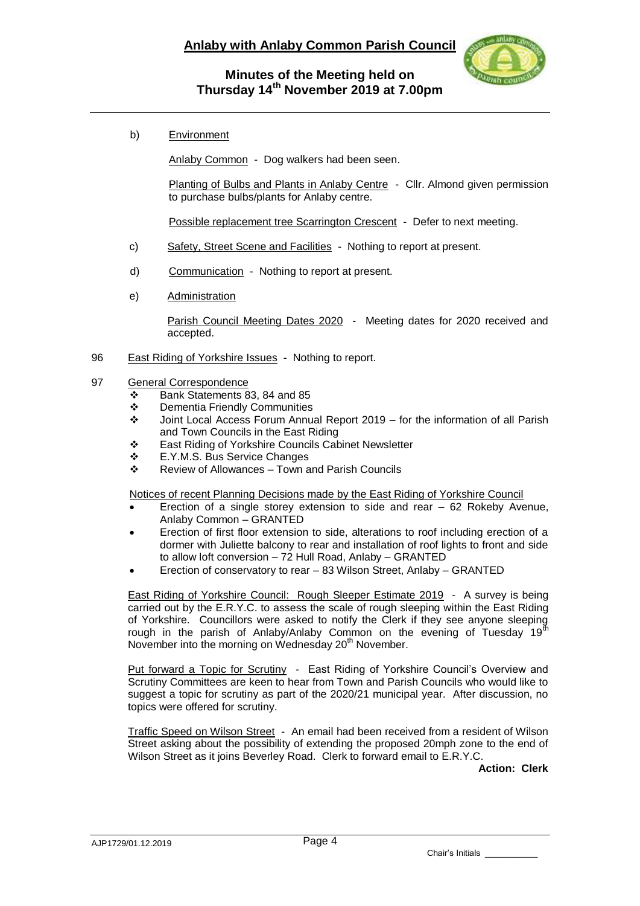b) Environment

Anlaby Common - Dog walkers had been seen.

Planting of Bulbs and Plants in Anlaby Centre - Cllr. Almond given permission to purchase bulbs/plants for Anlaby centre.

Possible replacement tree Scarrington Crescent - Defer to next meeting.

c) Safety, Street Scene and Facilities - Nothing to report at present.

d) Communication - Nothing to report at present.

e) Administration

Parish Council Meeting Dates 2020 - Meeting dates for 2020 received and accepted.

96 East Riding of Yorkshire Issues - Nothing to report.

97 General Correspondence

- Bank Statements 83, 84 and 85
- Dementia Friendly Communities
- Joint Local Access Forum Annual Report 2019 – for the information of all Parish and Town Councils in the East Riding
- East Riding of Yorkshire Councils Cabinet Newsletter
- E.Y.M.S. Bus Service Changes
- Review of Allowances – Town and Parish Councils

Notices of recent Planning Decisions made by the East Riding of Yorkshire Council

- Erection of a single storey extension to side and rear – 62 Rokeby Avenue, Anlaby Common – GRANTED
- Erection of first floor extension to side, alterations to roof including erection of a dormer with Juliette balcony to rear and installation of roof lights to front and side to allow loft conversion – 72 Hull Road, Anlaby – GRANTED
- Erection of conservatory to rear – 83 Wilson Street, Anlaby – GRANTED

East Riding of Yorkshire Council: Rough Sleeper Estimate 2019 - A survey is being carried out by the E.R.Y.C. to assess the scale of rough sleeping within the East Riding of Yorkshire. Councillors were asked to notify the Clerk if they see anyone sleeping rough in the parish of Anlaby/Anlaby Common on the evening of Tuesday 19th November into the morning on Wednesday 20th November.

Put forward a Topic for Scrutiny - East Riding of Yorkshire Council's Overview and Scrutiny Committees are keen to hear from Town and Parish Councils who would like to suggest a topic for scrutiny as part of the 2020/21 municipal year. After discussion, no topics were offered for scrutiny.

Traffic Speed on Wilson Street - An email had been received from a resident of Wilson Street asking about the possibility of extending the proposed 20mph zone to the end of Wilson Street as it joins Beverley Road. Clerk to forward email to E.R.Y.C.

**Action: Clerk**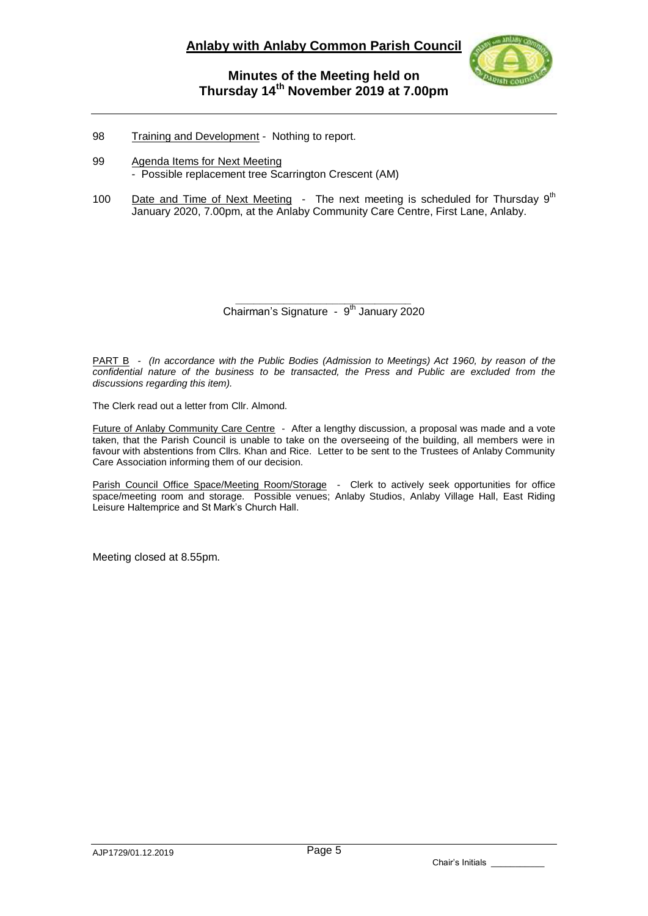98 Training and Development - Nothing to report.

99 Agenda Items for Next Meeting
- Possible replacement tree Scarrington Crescent (AM)

100 Date and Time of Next Meeting - The next meeting is scheduled for Thursday 9th January 2020, 7.00pm, at the Anlaby Community Care Centre, First Lane, Anlaby.

______________________________
Chairman's Signature - 9th January 2020

PART B - *(In accordance with the Public Bodies (Admission to Meetings) Act 1960, by reason of the confidential nature of the business to be transacted, the Press and Public are excluded from the discussions regarding this item).*

The Clerk read out a letter from Cllr. Almond.

Future of Anlaby Community Care Centre - After a lengthy discussion, a proposal was made and a vote taken, that the Parish Council is unable to take on the overseeing of the building, all members were in favour with abstentions from Cllrs. Khan and Rice. Letter to be sent to the Trustees of Anlaby Community Care Association informing them of our decision.

Parish Council Office Space/Meeting Room/Storage - Clerk to actively seek opportunities for office space/meeting room and storage. Possible venues; Anlaby Studios, Anlaby Village Hall, East Riding Leisure Haltemprice and St Mark's Church Hall.

Meeting closed at 8.55pm.

AJP1729/01.12.2019

Chair's Initials ___________